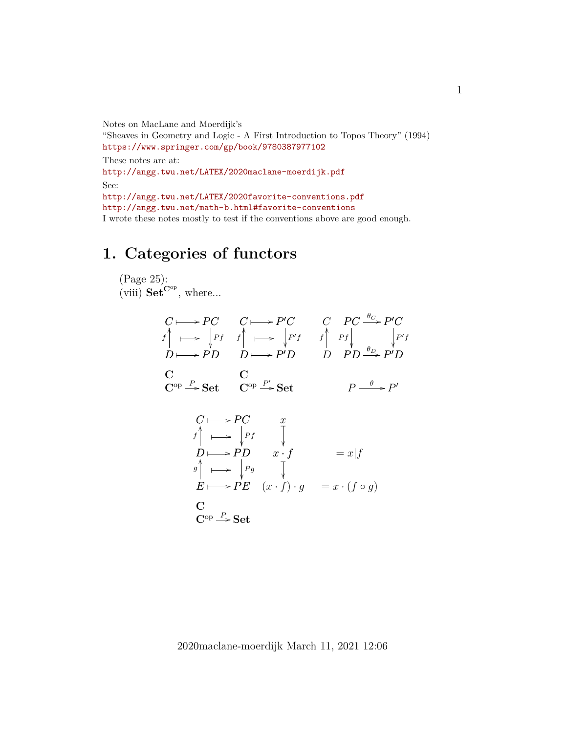Notes on MacLane and Moerdijk's
"Sheaves in Geometry and Logic - A First Introduction to Topos Theory" (1994)
https://www.springer.com/gp/book/9780387977102

These notes are at:
http://angg.twu.net/LATEX/2020maclane-moerdijk.pdf

See:
http://angg.twu.net/LATEX/2020favorite-conventions.pdf
http://angg.twu.net/math-b.html#favorite-conventions

I wrote these notes mostly to test if the conventions above are good enough.

# 1. Categories of functors

(Page 25):
(viii) $\mathbf{Set}^{\mathbf{C}^{\text{op}}}$, where...

$$
\begin{array}{ccccccccccc}
C & \longmapsto & PC & & C & \longmapsto & P'C & & C & PC & \xrightarrow{\theta_C} & P'C \\
{\scriptstyle f}\uparrow & \longmapsto & \downarrow{\scriptstyle Pf} & & {\scriptstyle f}\uparrow & \longmapsto & \downarrow{\scriptstyle P'f} & & {\scriptstyle f}\uparrow & {\scriptstyle Pf}\downarrow & & \downarrow{\scriptstyle P'f} \\
D & \longmapsto & PD & & D & \longmapsto & P'D & & D & PD & \xrightarrow{\theta_D} & P'D \\
\mathbf{C} & & & & \mathbf{C} & & & & & & & \\
\mathbf{C}^{\text{op}} & \xrightarrow{P} & \mathbf{Set} & & \mathbf{C}^{\text{op}} & \xrightarrow{P'} & \mathbf{Set} & & & P & \xrightarrow{\theta} & P'
\end{array}
$$

$$
\begin{array}{cccccc}
C & \longmapsto & PC & x & & \\
{\scriptstyle f}\uparrow & \longmapsto & \downarrow{\scriptstyle Pf} & \downarrow & & \\
D & \longmapsto & PD & x \cdot f & & = x|f \\
{\scriptstyle g}\uparrow & \longmapsto & \downarrow{\scriptstyle Pg} & \downarrow & & \\
E & \longmapsto & PE & (x \cdot f) \cdot g & & = x \cdot (f \circ g) \\
\mathbf{C} & & & & & \\
\mathbf{C}^{\text{op}} & \xrightarrow{P} & \mathbf{Set} & & &
\end{array}
$$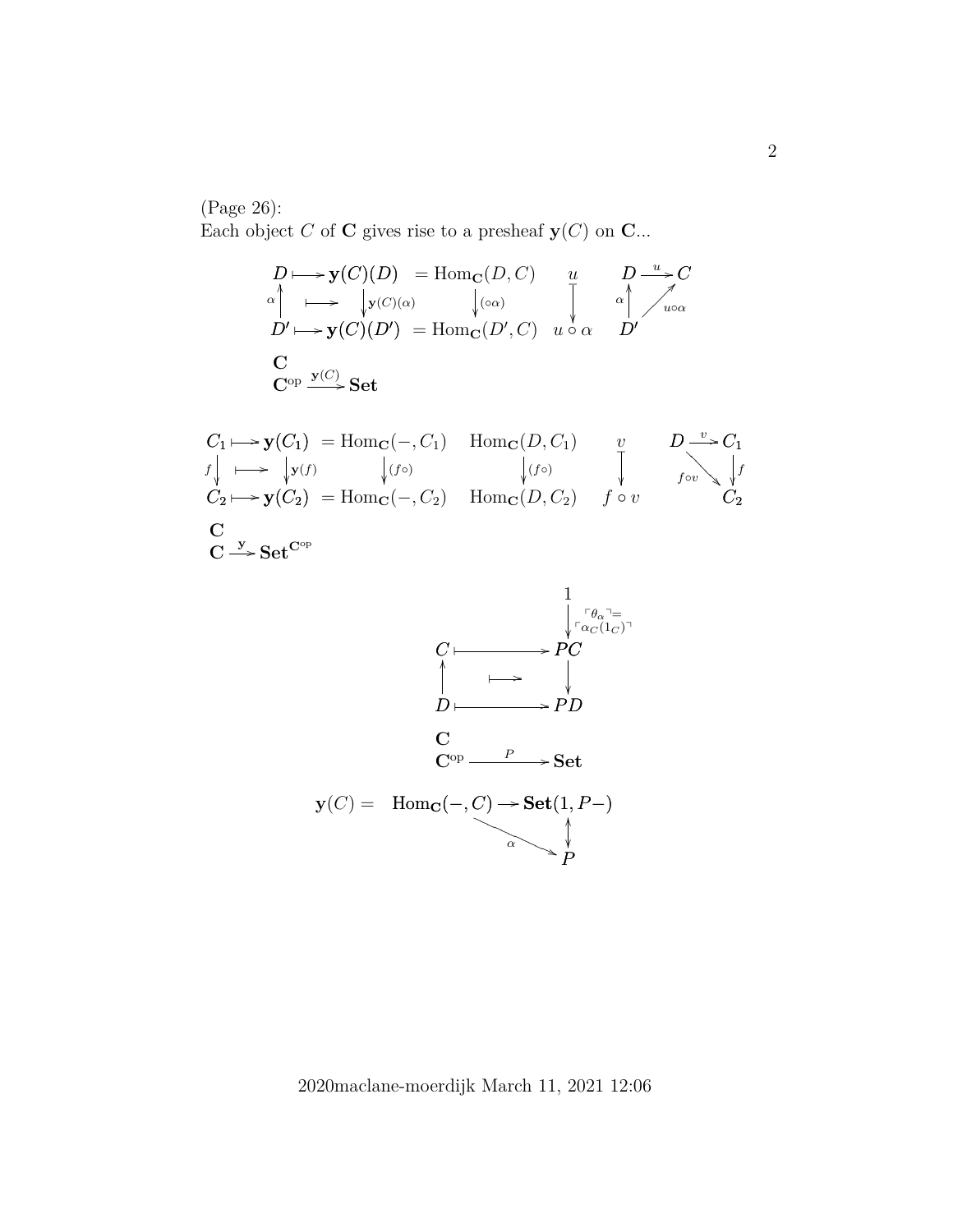(Page 26):
Each object $C$ of $\mathbf{C}$ gives rise to a presheaf $\mathbf{y}(C)$ on $\mathbf{C}$...

$$
\begin{array}{ccccccc}
D & \longmapsto & \mathbf{y}(C)(D) & = \mathrm{Hom}_{\mathbf{C}}(D, C) & u & & D \xrightarrow{u} C \\
{\scriptstyle\alpha}\uparrow & \longmapsto & \downarrow{\scriptstyle\mathbf{y}(C)(\alpha)} & \downarrow{\scriptstyle(\circ\alpha)} & \downarrow & & {\scriptstyle\alpha}\uparrow \nearrow{\scriptstyle u\circ\alpha} \\
D' & \longmapsto & \mathbf{y}(C)(D') & = \mathrm{Hom}_{\mathbf{C}}(D', C) & u \circ \alpha & & D'
\end{array}
$$

$\mathbf{C}$

$\mathbf{C}^{\mathrm{op}} \xrightarrow{\mathbf{y}(C)} \mathbf{Set}$

$$
\begin{array}{cccccccc}
C_1 & \longmapsto & \mathbf{y}(C_1) & = \mathrm{Hom}_{\mathbf{C}}(-, C_1) & \mathrm{Hom}_{\mathbf{C}}(D, C_1) & v & & D \xrightarrow{v} C_1 \\
{\scriptstyle f}\downarrow & \longmapsto & \downarrow{\scriptstyle\mathbf{y}(f)} & \downarrow{\scriptstyle(f\circ)} & \downarrow{\scriptstyle(f\circ)} & \downarrow & & {\scriptstyle f\circ v}\searrow \quad \downarrow{\scriptstyle f} \\
C_2 & \longmapsto & \mathbf{y}(C_2) & = \mathrm{Hom}_{\mathbf{C}}(-, C_2) & \mathrm{Hom}_{\mathbf{C}}(D, C_2) & f \circ v & & C_2
\end{array}
$$

$\mathbf{C}$

$\mathbf{C} \xrightarrow{\mathbf{y}} \mathbf{Set}^{\mathbf{C}^{\mathrm{op}}}$

$$
\begin{array}{ccc}
 & & 1 \\
 & & \downarrow{\scriptstyle \ulcorner\theta_\alpha\urcorner = \ulcorner\alpha_C(1_C)\urcorner} \\
C & \longmapsto & PC \\
\uparrow & \longmapsto & \downarrow \\
D & \longmapsto & PD
\end{array}
$$

$\mathbf{C}$

$\mathbf{C}^{\mathrm{op}} \xrightarrow{P} \mathbf{Set}$

$$
\mathbf{y}(C) = \quad \mathrm{Hom}_{\mathbf{C}}(-, C) \longrightarrow \mathbf{Set}(1, P-)
$$

$$
\mathrm{Hom}_{\mathbf{C}}(-, C) \xrightarrow{\alpha} P, \qquad \mathbf{Set}(1, P-) \updownarrow P
$$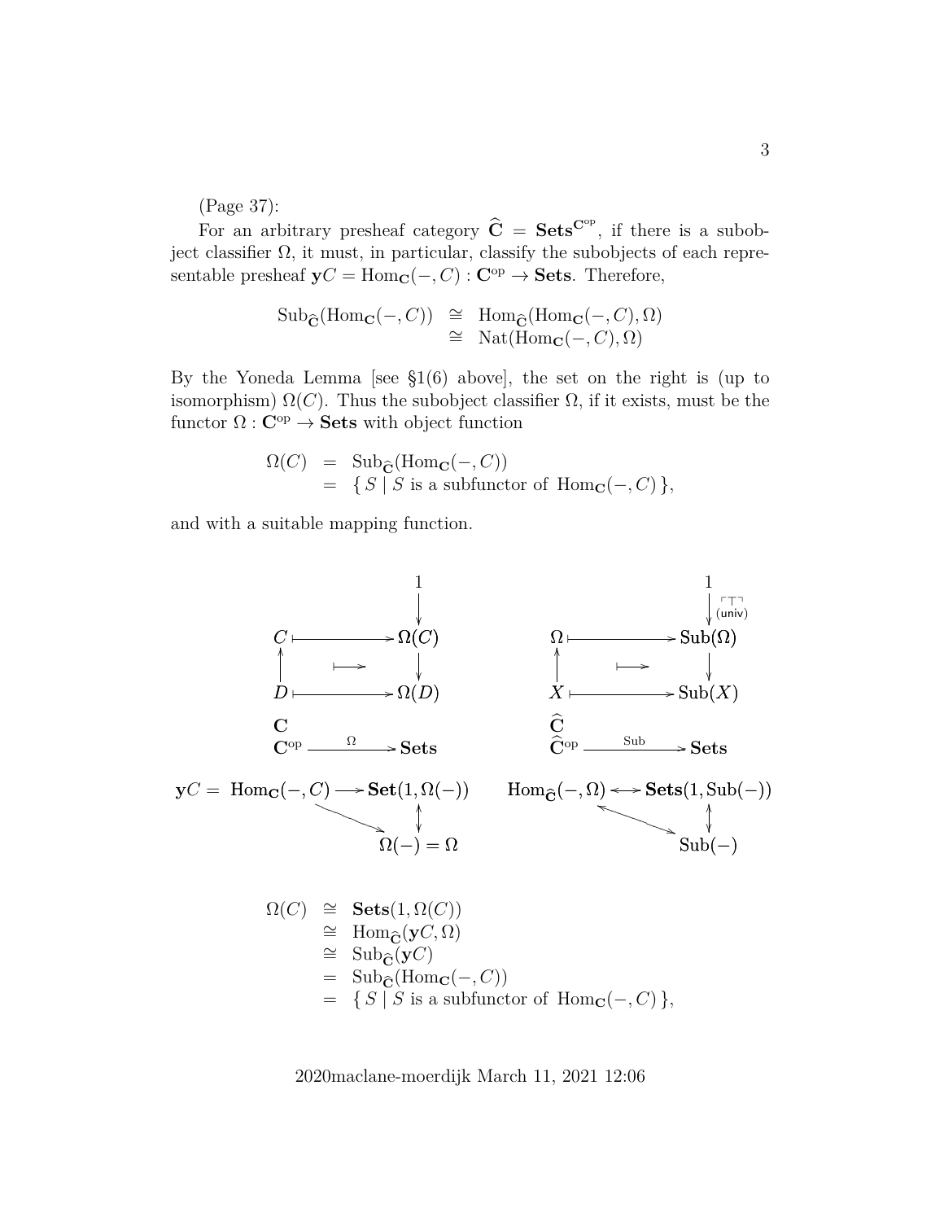(Page 37):

For an arbitrary presheaf category $\widehat{\mathbf{C}} = \mathbf{Sets}^{\mathbf{C}^{\rm op}}$, if there is a subobject classifier $\Omega$, it must, in particular, classify the subobjects of each representable presheaf $\mathbf{y}C = \mathrm{Hom}_{\mathbf{C}}(-,C) : \mathbf{C}^{\rm op} \to \mathbf{Sets}$. Therefore,

$$\begin{aligned}
\mathrm{Sub}_{\widehat{\mathbf{C}}}(\mathrm{Hom}_{\mathbf{C}}(-,C)) &\cong \mathrm{Hom}_{\widehat{\mathbf{C}}}(\mathrm{Hom}_{\mathbf{C}}(-,C),\Omega) \\
&\cong \mathrm{Nat}(\mathrm{Hom}_{\mathbf{C}}(-,C),\Omega)
\end{aligned}$$

By the Yoneda Lemma [see §1(6) above], the set on the right is (up to isomorphism) $\Omega(C)$. Thus the subobject classifier $\Omega$, if it exists, must be the functor $\Omega : \mathbf{C}^{\rm op} \to \mathbf{Sets}$ with object function

$$\begin{aligned}
\Omega(C) &= \mathrm{Sub}_{\widehat{\mathbf{C}}}(\mathrm{Hom}_{\mathbf{C}}(-,C)) \\
&= \{\, S \mid S \text{ is a subfunctor of } \mathrm{Hom}_{\mathbf{C}}(-,C) \,\},
\end{aligned}$$

and with a suitable mapping function.

$$\begin{array}{ccc}
 & & 1 \\
 & & \downarrow \\
C & \longmapsto & \Omega(C) \\
\uparrow & \longmapsto & \downarrow \\
D & \longmapsto & \Omega(D)
\end{array}
\qquad\qquad
\begin{array}{ccc}
 & & 1 \\
 & & \downarrow {\scriptstyle \ulcorner\top\urcorner\ (\mathrm{univ})} \\
\Omega & \longmapsto & \mathrm{Sub}(\Omega) \\
\uparrow & \longmapsto & \downarrow \\
X & \longmapsto & \mathrm{Sub}(X)
\end{array}$$

$$\mathbf{C} \qquad\qquad\qquad\qquad \widehat{\mathbf{C}}$$

$$\mathbf{C}^{\rm op} \xrightarrow{\ \Omega\ } \mathbf{Sets} \qquad\qquad \widehat{\mathbf{C}}^{\rm op} \xrightarrow{\ \mathrm{Sub}\ } \mathbf{Sets}$$

$$\begin{array}{ccc}
\mathbf{y}C = \mathrm{Hom}_{\mathbf{C}}(-,C) & \longrightarrow & \mathbf{Set}(1,\Omega(-)) \\
 & \searrow & \updownarrow \\
 & & \Omega(-) = \Omega
\end{array}
\qquad
\begin{array}{ccc}
\mathrm{Hom}_{\widehat{\mathbf{C}}}(-,\Omega) & \longleftrightarrow & \mathbf{Sets}(1,\mathrm{Sub}(-)) \\
 & \nwarrow\!\!\searrow & \updownarrow \\
 & & \mathrm{Sub}(-)
\end{array}$$

$$\begin{aligned}
\Omega(C) &\cong \mathbf{Sets}(1,\Omega(C)) \\
&\cong \mathrm{Hom}_{\widehat{\mathbf{C}}}(\mathbf{y}C,\Omega) \\
&\cong \mathrm{Sub}_{\widehat{\mathbf{C}}}(\mathbf{y}C) \\
&= \mathrm{Sub}_{\widehat{\mathbf{C}}}(\mathrm{Hom}_{\mathbf{C}}(-,C)) \\
&= \{\, S \mid S \text{ is a subfunctor of } \mathrm{Hom}_{\mathbf{C}}(-,C) \,\},
\end{aligned}$$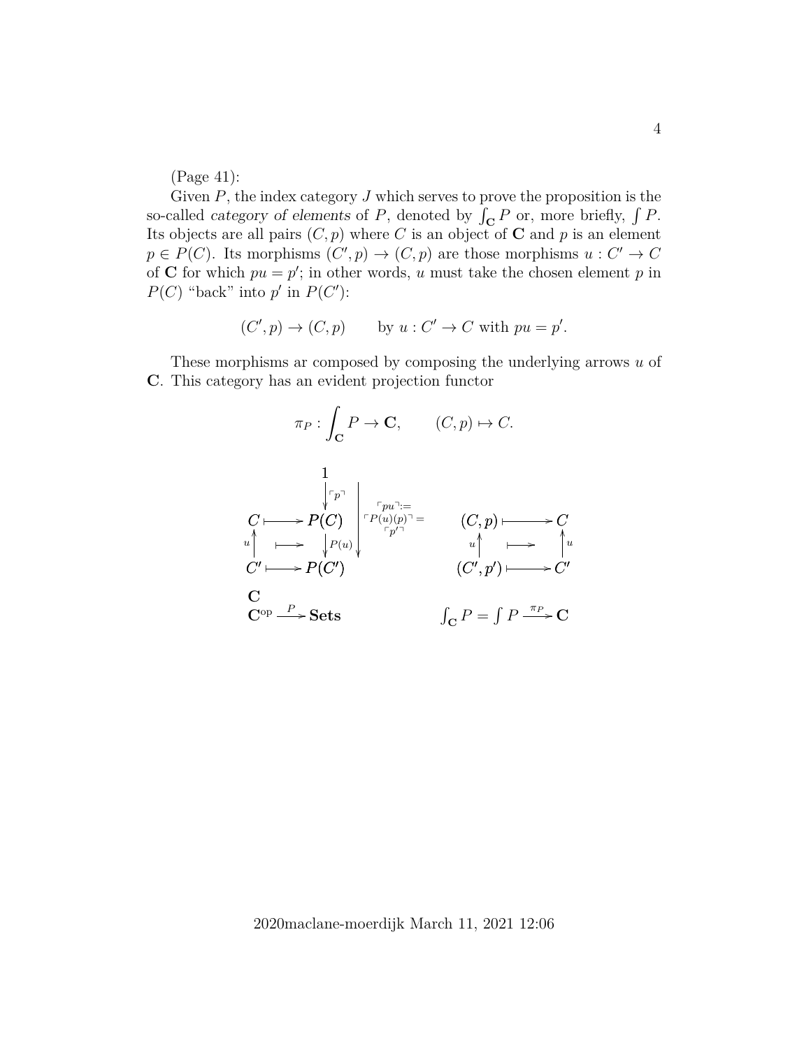(Page 41):

Given $P$, the index category $J$ which serves to prove the proposition is the so-called *category of elements* of $P$, denoted by $\int_{\mathbf{C}} P$ or, more briefly, $\int P$. Its objects are all pairs $(C, p)$ where $C$ is an object of $\mathbf{C}$ and $p$ is an element $p \in P(C)$. Its morphisms $(C', p) \to (C, p)$ are those morphisms $u : C' \to C$ of $\mathbf{C}$ for which $pu = p'$; in other words, $u$ must take the chosen element $p$ in $P(C)$ "back" into $p'$ in $P(C')$:

$$(C', p) \to (C, p) \qquad \text{by } u : C' \to C \text{ with } pu = p'.$$

These morphisms ar composed by composing the underlying arrows $u$ of $\mathbf{C}$. This category has an evident projection functor

$$\pi_P : \int_{\mathbf{C}} P \to \mathbf{C}, \qquad (C, p) \mapsto C.$$

$$\begin{array}{ccccc}
 & & 1 & & \\
 & & \downarrow{\ulcorner p \urcorner} & & \\
C & \longmapsto & P(C) & & (C,p) \longmapsto C \\
u\uparrow & \longmapsto & \downarrow P(u) & \ulcorner pu \urcorner := \ulcorner P(u)(p) \urcorner = \ulcorner p' \urcorner & u\uparrow \quad \longmapsto \quad \uparrow u \\
C' & \longmapsto & P(C') & & (C',p') \longmapsto C' \\
\mathbf{C} & & & & \\
\mathbf{C}^{\text{op}} & \xrightarrow{P} & \mathbf{Sets} & & \int_{\mathbf{C}} P = \int P \xrightarrow{\pi_P} \mathbf{C}
\end{array}$$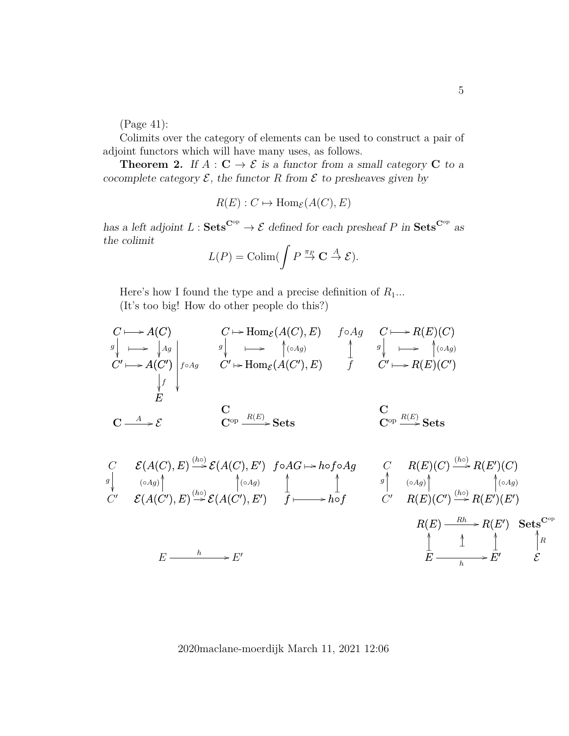(Page 41):

Colimits over the category of elements can be used to construct a pair of adjoint functors which will have many uses, as follows.

**Theorem 2.** *If $A : \mathbf{C} \to \mathcal{E}$ is a functor from a small category $\mathbf{C}$ to a cocomplete category $\mathcal{E}$, the functor $R$ from $\mathcal{E}$ to presheaves given by*

$$R(E) : C \mapsto \mathrm{Hom}_{\mathcal{E}}(A(C), E)$$

*has a left adjoint $L : \mathbf{Sets}^{\mathbf{C}^{\mathrm{op}}} \to \mathcal{E}$ defined for each presheaf $P$ in $\mathbf{Sets}^{\mathbf{C}^{\mathrm{op}}}$ as the colimit*

$$L(P) = \mathrm{Colim}(\int P \xrightarrow{\pi_P} \mathbf{C} \xrightarrow{A} \mathcal{E}).$$

Here's how I found the type and a precise definition of $R_1$...
(It's too big! How do other people do this?)

$$
\begin{array}{ccc}
C \longmapsto A(C) & C \mapsto \mathrm{Hom}_{\mathcal{E}}(A(C), E) & f \circ Ag \qquad C \longmapsto R(E)(C) \\
g \downarrow \quad \longmapsto \quad \downarrow Ag \quad \Big| f \circ Ag & g \downarrow \quad \longmapsto \quad \uparrow (\circ Ag) & \updownarrow \qquad g \downarrow \quad \longmapsto \quad \uparrow (\circ Ag) \\
C' \longmapsto A(C') & C' \mapsto \mathrm{Hom}_{\mathcal{E}}(A(C'), E) & f \qquad C' \longmapsto R(E)(C') \\
\downarrow f & & \\
E & & \\
\mathbf{C} \xrightarrow{A} \mathcal{E} & \mathbf{C}^{\mathrm{op}} \xrightarrow{R(E)} \mathbf{Sets} & \mathbf{C}^{\mathrm{op}} \xrightarrow{R(E)} \mathbf{Sets}
\end{array}
$$

$$
\begin{array}{ccc}
C & \mathcal{E}(A(C), E) \xrightarrow{(h\circ)} \mathcal{E}(A(C), E') \quad f \circ AG \mapsto h \circ f \circ Ag & C \quad R(E)(C) \xrightarrow{(h\circ)} R(E')(C) \\
g \downarrow & (\circ Ag) \uparrow \qquad\qquad \uparrow (\circ Ag) \qquad \uparrow \qquad\qquad \uparrow & g \uparrow \quad (\circ Ag) \uparrow \qquad\qquad \uparrow (\circ Ag) \\
C' & \mathcal{E}(A(C'), E) \xrightarrow{(h\circ)} \mathcal{E}(A(C'), E') \quad f \longmapsto h \circ f & C' \quad R(E)(C') \xrightarrow{(h\circ)} R(E')(E')
\end{array}
$$

$$
\begin{array}{ccc}
 & R(E) \xrightarrow{Rh} R(E') & \mathbf{Sets}^{\mathbf{C}^{\mathrm{op}}} \\
 & \uparrow \qquad \updownarrow \qquad \uparrow & \uparrow R \\
E \xrightarrow{h} E' & E \xrightarrow{h} E' & \mathcal{E}
\end{array}
$$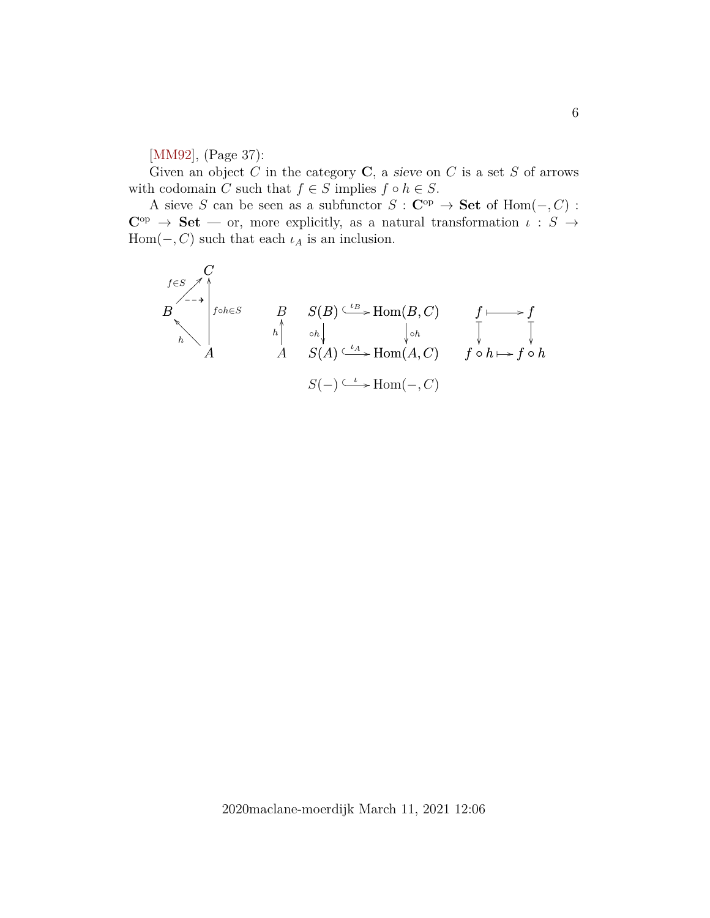[MM92], (Page 37):

Given an object $C$ in the category $\mathbf{C}$, a *sieve* on $C$ is a set $S$ of arrows with codomain $C$ such that $f \in S$ implies $f \circ h \in S$.

A sieve $S$ can be seen as a subfunctor $S : \mathbf{C}^{\mathrm{op}} \to \mathbf{Set}$ of $\mathrm{Hom}(-, C) : \mathbf{C}^{\mathrm{op}} \to \mathbf{Set}$ — or, more explicitly, as a natural transformation $\iota : S \to \mathrm{Hom}(-, C)$ such that each $\iota_A$ is an inclusion.

$$
\begin{array}{ccc}
\begin{array}{ccc}
 & & C \\
 & {\scriptstyle f \in S} \nearrow & \uparrow {\scriptstyle f \circ h \in S} \\
B & \dashrightarrow & \\
 & {\scriptstyle h} \nwarrow & A
\end{array}
&
\begin{array}{ccccc}
B & & S(B) & \xhookrightarrow{\iota_B} & \mathrm{Hom}(B, C) \\
{\scriptstyle h} \uparrow & & \downarrow {\scriptstyle \circ h} & & \downarrow {\scriptstyle \circ h} \\
A & & S(A) & \xhookrightarrow{\iota_A} & \mathrm{Hom}(A, C) \\
 & & & & \\
 & & S(-) & \xhookrightarrow{\iota} & \mathrm{Hom}(-, C)
\end{array}
&
\begin{array}{ccc}
f & \longmapsto & f \\
\downarrow & & \downarrow \\
f \circ h & \longmapsto & f \circ h
\end{array}
\end{array}
$$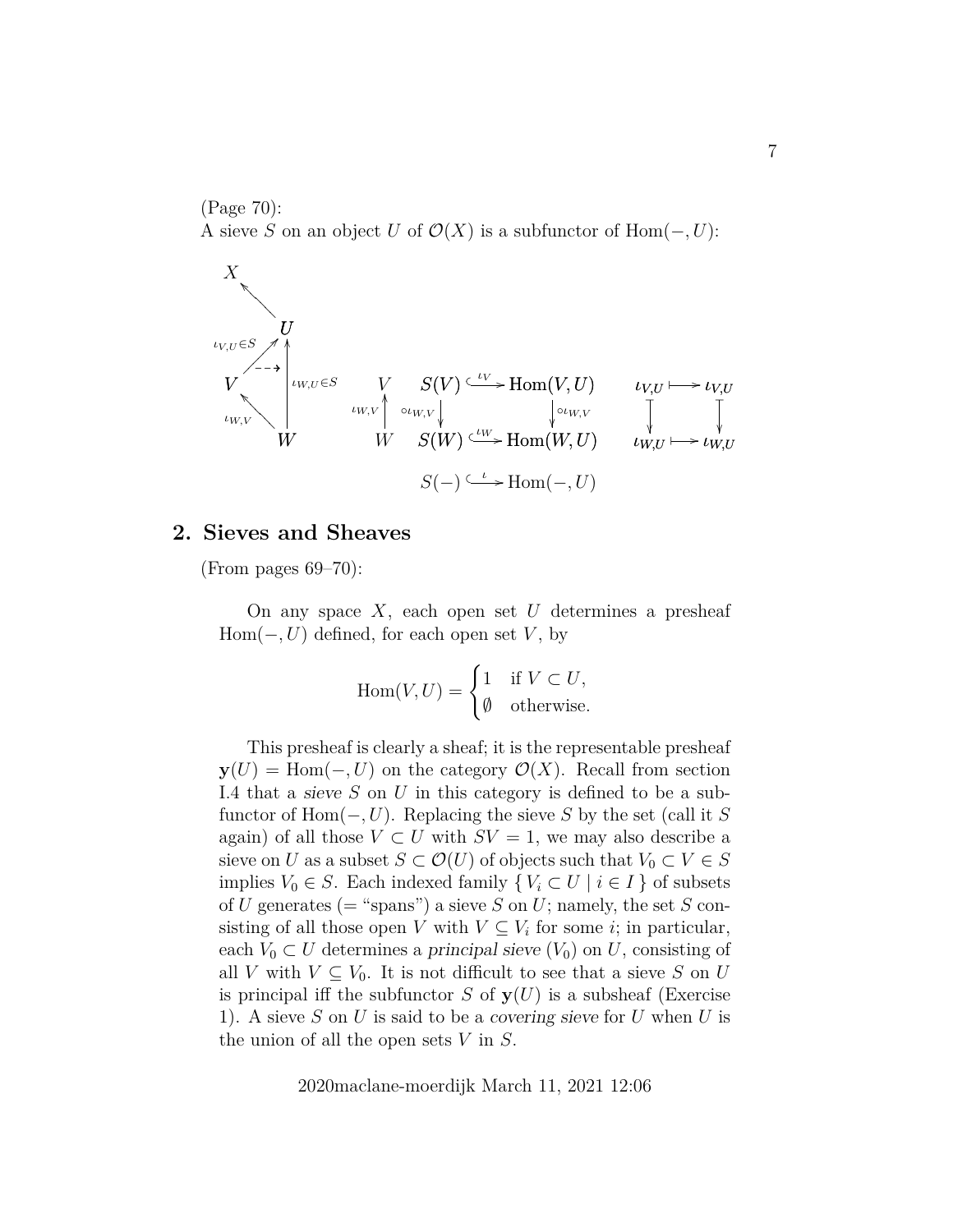(Page 70):
A sieve $S$ on an object $U$ of $\mathcal{O}(X)$ is a subfunctor of $\mathrm{Hom}(-, U)$:

$$
\begin{array}{ccc}
S(V) & \xrightarrow{\iota_V} & \mathrm{Hom}(V,U) \\
\downarrow \circ\iota_{W,V} & & \downarrow \circ\iota_{W,V} \\
S(W) & \xrightarrow{\iota_W} & \mathrm{Hom}(W,U)
\end{array}
\qquad
\begin{array}{ccc}
\iota_{V,U} & \longmapsto & \iota_{V,U} \\
\downarrow & & \downarrow \\
\iota_{W,U} & \longmapsto & \iota_{W,U}
\end{array}
$$

$$S(-) \xrightarrow{\iota} \mathrm{Hom}(-,U)$$

Here $X \leftarrow U$, $\iota_{V,U} \in S: V \to U$, $\iota_{W,U} \in S: W \to U$, $\iota_{W,V}: W \to V$.

## 2. Sieves and Sheaves

(From pages 69–70):

On any space $X$, each open set $U$ determines a presheaf $\mathrm{Hom}(-, U)$ defined, for each open set $V$, by

$$\mathrm{Hom}(V, U) = \begin{cases} 1 & \text{if } V \subset U, \\ \emptyset & \text{otherwise.} \end{cases}$$

This presheaf is clearly a sheaf; it is the representable presheaf $\mathbf{y}(U) = \mathrm{Hom}(-, U)$ on the category $\mathcal{O}(X)$. Recall from section I.4 that a *sieve* $S$ on $U$ in this category is defined to be a subfunctor of $\mathrm{Hom}(-, U)$. Replacing the sieve $S$ by the set (call it $S$ again) of all those $V \subset U$ with $SV = 1$, we may also describe a sieve on $U$ as a subset $S \subset \mathcal{O}(U)$ of objects such that $V_0 \subset V \in S$ implies $V_0 \in S$. Each indexed family $\{ V_i \subset U \mid i \in I \}$ of subsets of $U$ generates (= "spans") a sieve $S$ on $U$; namely, the set $S$ consisting of all those open $V$ with $V \subseteq V_i$ for some $i$; in particular, each $V_0 \subset U$ determines a *principal sieve* $(V_0)$ on $U$, consisting of all $V$ with $V \subseteq V_0$. It is not difficult to see that a sieve $S$ on $U$ is principal iff the subfunctor $S$ of $\mathbf{y}(U)$ is a subsheaf (Exercise 1). A sieve $S$ on $U$ is said to be a *covering sieve* for $U$ when $U$ is the union of all the open sets $V$ in $S$.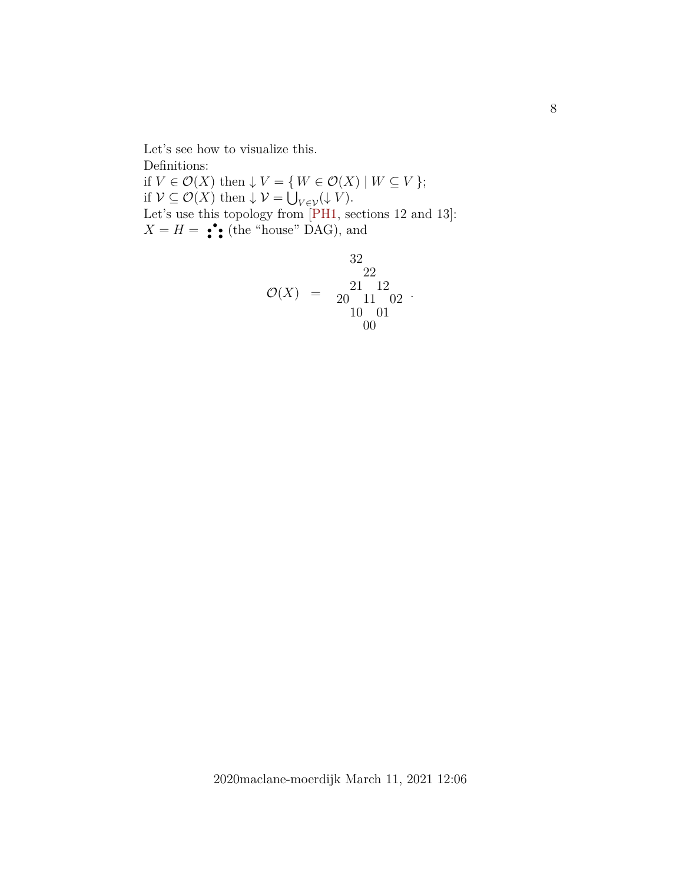Let's see how to visualize this.
Definitions:
if $V \in \mathcal{O}(X)$ then $\downarrow V = \{ W \in \mathcal{O}(X) \mid W \subseteq V \}$;
if $\mathcal{V} \subseteq \mathcal{O}(X)$ then $\downarrow \mathcal{V} = \bigcup_{V \in \mathcal{V}} (\downarrow V)$.
Let's use this topology from [PH1, sections 12 and 13]:
$X = H =$ ⁘ (the "house" DAG), and

$$\mathcal{O}(X) \quad = \quad \begin{matrix} & 32 & & & \\ & & 22 & & \\ & 21 & & 12 & \\ 20 & & 11 & & 02 \\ & 10 & & 01 & \\ & & 00 & & \end{matrix} \; .$$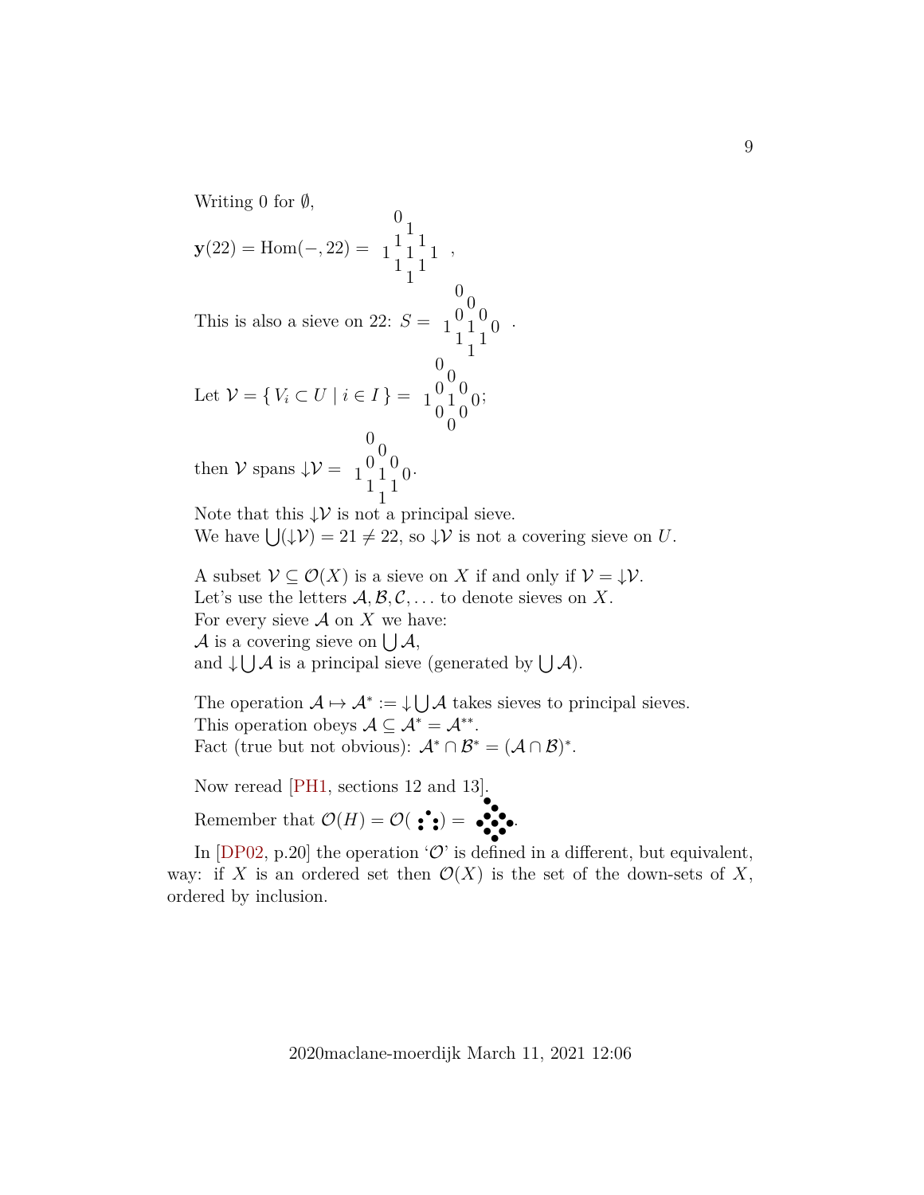Writing 0 for $\emptyset$,

$$\mathbf{y}(22) = \mathrm{Hom}(-, 22) = \begin{array}{ccccc} & 0 & & & \\ & & 1 & & \\ & 1 & & 1 & \\ 1 & & 1 & & 1 \\ & 1 & & 1 & \\ & & 1 & & \end{array} ,$$

This is also a sieve on 22: $S = \begin{array}{ccccc} & 0 & & & \\ & & 0 & & \\ & 0 & & 0 & \\ 1 & & 1 & & 0 \\ & 1 & & 1 & \\ & & 1 & & \end{array}$ .

Let $\mathcal{V} = \{\, V_i \subset U \mid i \in I \,\} = \begin{array}{ccccc} & 0 & & & \\ & & 0 & & \\ & 0 & & 0 & \\ 1 & & 1 & & 0 \\ & 0 & & 0 & \\ & & 0 & & \end{array}$;

then $\mathcal{V}$ spans $\downarrow\mathcal{V} = \begin{array}{ccccc} & 0 & & & \\ & & 0 & & \\ & 0 & & 0 & \\ 1 & & 1 & & 0 \\ & 1 & & 1 & \\ & & 1 & & \end{array}$.

Note that this $\downarrow\mathcal{V}$ is not a principal sieve.
We have $\bigcup(\downarrow\mathcal{V}) = 21 \neq 22$, so $\downarrow\mathcal{V}$ is not a covering sieve on $U$.

A subset $\mathcal{V} \subseteq \mathcal{O}(X)$ is a sieve on $X$ if and only if $\mathcal{V} = \downarrow\mathcal{V}$.
Let's use the letters $\mathcal{A}, \mathcal{B}, \mathcal{C}, \ldots$ to denote sieves on $X$.
For every sieve $\mathcal{A}$ on $X$ we have:
$\mathcal{A}$ is a covering sieve on $\bigcup\mathcal{A}$,
and $\downarrow\bigcup\mathcal{A}$ is a principal sieve (generated by $\bigcup\mathcal{A}$).

The operation $\mathcal{A} \mapsto \mathcal{A}^* := \downarrow\bigcup\mathcal{A}$ takes sieves to principal sieves.
This operation obeys $\mathcal{A} \subseteq \mathcal{A}^* = \mathcal{A}^{**}$.
Fact (true but not obvious): $\mathcal{A}^* \cap \mathcal{B}^* = (\mathcal{A} \cap \mathcal{B})^*$.

Now reread [PH1, sections 12 and 13].
Remember that $\mathcal{O}(H) = \mathcal{O}(\;\begin{smallmatrix} & \bullet & \\ \bullet & & \bullet \\ \bullet & & \bullet \end{smallmatrix}\;) = \begin{smallmatrix} & \bullet & & & \\ & & \bullet & & \\ & \bullet & & \bullet & \\ \bullet & & \bullet & & \bullet \\ & \bullet & & \bullet & \\ & & \bullet & & \end{smallmatrix}$.

In [DP02, p.20] the operation '$\mathcal{O}$' is defined in a different, but equivalent, way: if $X$ is an ordered set then $\mathcal{O}(X)$ is the set of the down-sets of $X$, ordered by inclusion.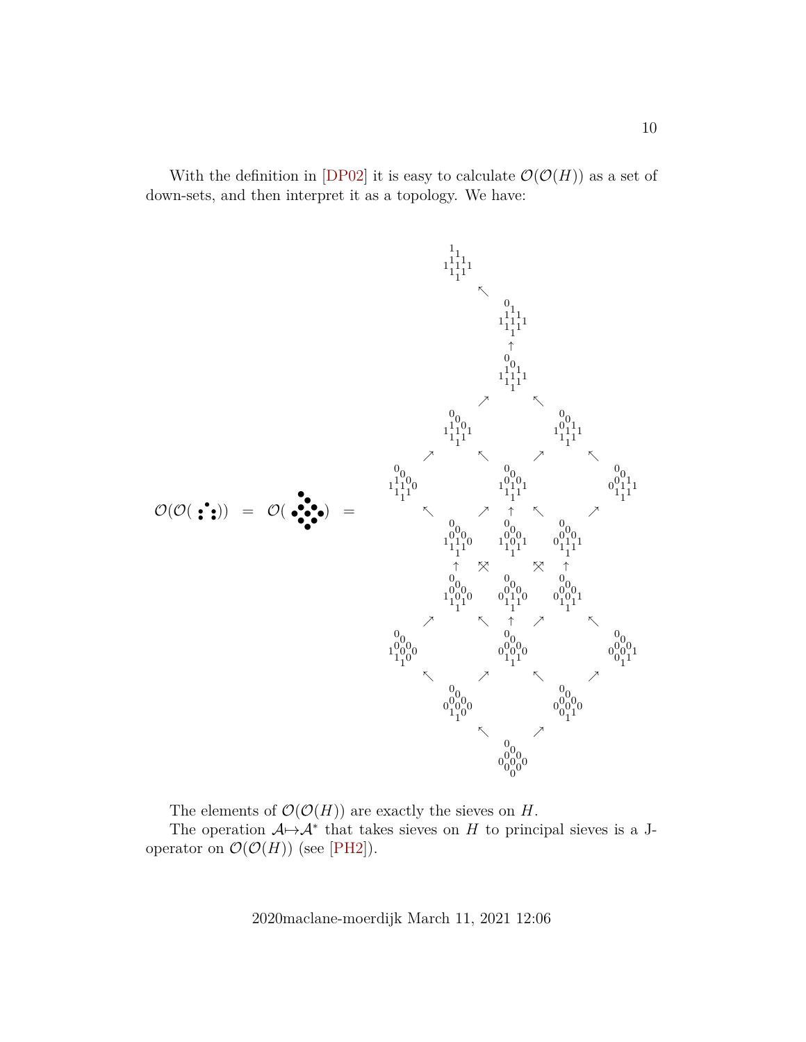With the definition in [DP02] it is easy to calculate $\mathcal{O}(\mathcal{O}(H))$ as a set of down-sets, and then interpret it as a topology. We have:

$$\mathcal{O}(\mathcal{O}(H)) \;=\; \mathcal{O}(\ldots) \;=\; \ldots$$

The elements of $\mathcal{O}(\mathcal{O}(H))$ are exactly the sieves on $H$.

The operation $\mathcal{A} {\mapsto} \mathcal{A}^*$ that takes sieves on $H$ to principal sieves is a J-operator on $\mathcal{O}(\mathcal{O}(H))$ (see [PH2]).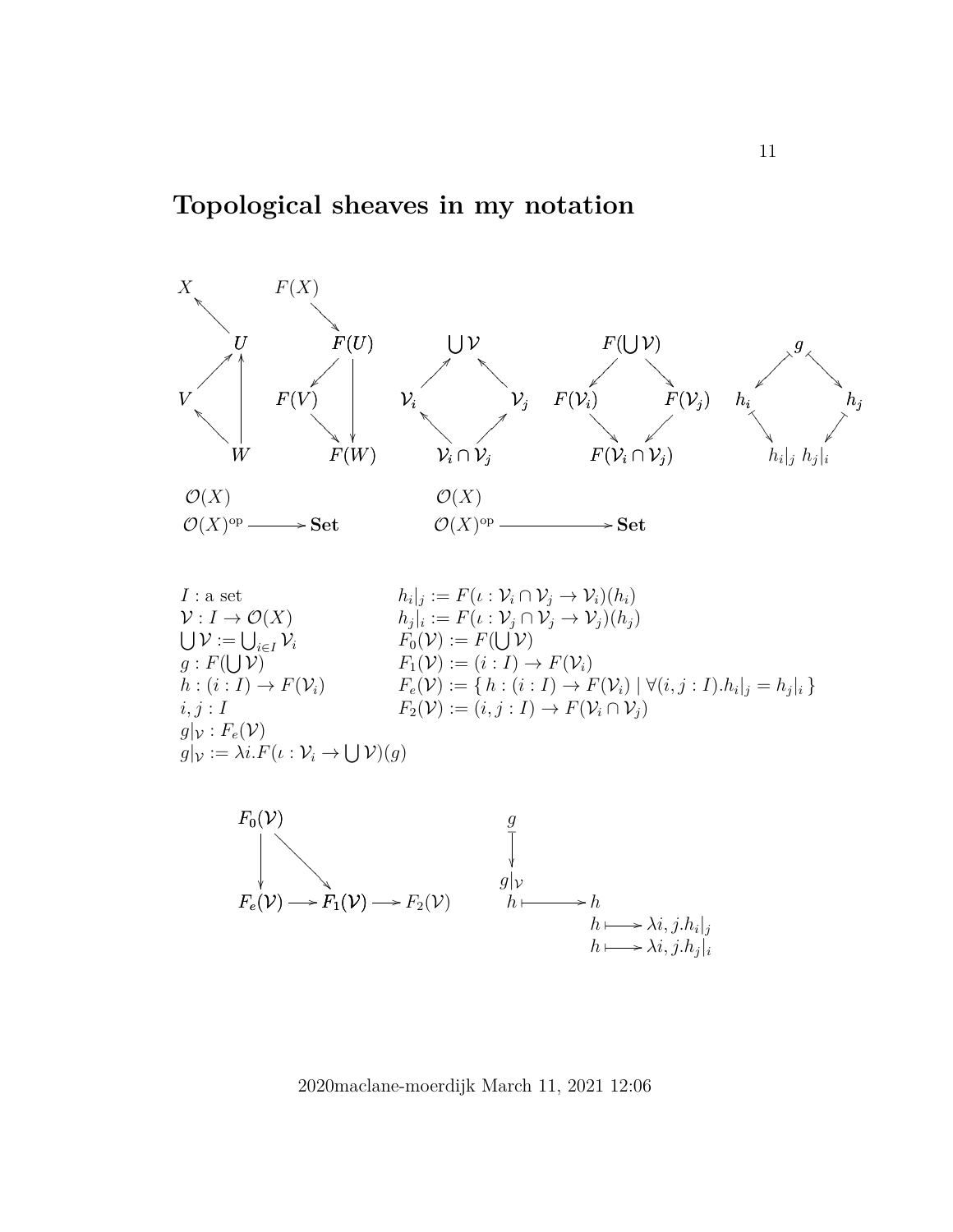# Topological sheaves in my notation

$$
\begin{array}{ccccc}
X & & F(X) & & \\
\uparrow & & \downarrow & & \\
U & & F(U) & \bigcup\mathcal{V} & F(\bigcup\mathcal{V}) \\
V \to U,\ W \to V,\ W \to U & & F(U)\to F(V),\ F(V)\to F(W),\ F(U)\to F(W) & \mathcal{V}_i \to \bigcup\mathcal{V},\ \mathcal{V}_j \to \bigcup\mathcal{V} & F(\bigcup\mathcal{V}) \to F(\mathcal{V}_i),\ F(\bigcup\mathcal{V}) \to F(\mathcal{V}_j) \\
 & & & \mathcal{V}_i\cap\mathcal{V}_j \to \mathcal{V}_i,\ \mathcal{V}_i\cap\mathcal{V}_j \to \mathcal{V}_j & F(\mathcal{V}_i) \to F(\mathcal{V}_i\cap\mathcal{V}_j),\ F(\mathcal{V}_j) \to F(\mathcal{V}_i\cap\mathcal{V}_j)
\end{array}
$$

$$
g \mapsto h_i,\quad g \mapsto h_j,\quad h_i \mapsto h_i|_j,\quad h_j \mapsto h_j|_i
$$

$\mathcal{O}(X)$ $\qquad\qquad$ $\mathcal{O}(X)$

$\mathcal{O}(X)^{\text{op}} \longrightarrow \mathbf{Set}$ $\qquad\qquad$ $\mathcal{O}(X)^{\text{op}} \longrightarrow \mathbf{Set}$

$I$ : a set
$\mathcal{V} : I \to \mathcal{O}(X)$
$\bigcup\mathcal{V} := \bigcup_{i\in I}\mathcal{V}_i$
$g : F(\bigcup\mathcal{V})$
$h : (i : I) \to F(\mathcal{V}_i)$
$i, j : I$
$g|_\mathcal{V} : F_e(\mathcal{V})$
$g|_\mathcal{V} := \lambda i.F(\iota : \mathcal{V}_i \to \bigcup\mathcal{V})(g)$

$h_i|_j := F(\iota : \mathcal{V}_i \cap \mathcal{V}_j \to \mathcal{V}_i)(h_i)$
$h_j|_i := F(\iota : \mathcal{V}_j \cap \mathcal{V}_j \to \mathcal{V}_j)(h_j)$
$F_0(\mathcal{V}) := F(\bigcup\mathcal{V})$
$F_1(\mathcal{V}) := (i : I) \to F(\mathcal{V}_i)$
$F_e(\mathcal{V}) := \{\, h : (i : I) \to F(\mathcal{V}_i) \mid \forall(i, j : I).h_i|_j = h_j|_i \,\}$
$F_2(\mathcal{V}) := (i, j : I) \to F(\mathcal{V}_i \cap \mathcal{V}_j)$

$$
\begin{array}{l}
F_0(\mathcal{V}) \to F_e(\mathcal{V}),\quad F_0(\mathcal{V}) \to F_1(\mathcal{V}) \\
F_e(\mathcal{V}) \longrightarrow F_1(\mathcal{V}) \longrightarrow F_2(\mathcal{V})
\end{array}
$$

$$
\begin{array}{l}
g \mapsto g|_\mathcal{V} \\
h \longmapsto h \\
h \longmapsto \lambda i, j.h_i|_j \\
h \longmapsto \lambda i, j.h_j|_i
\end{array}
$$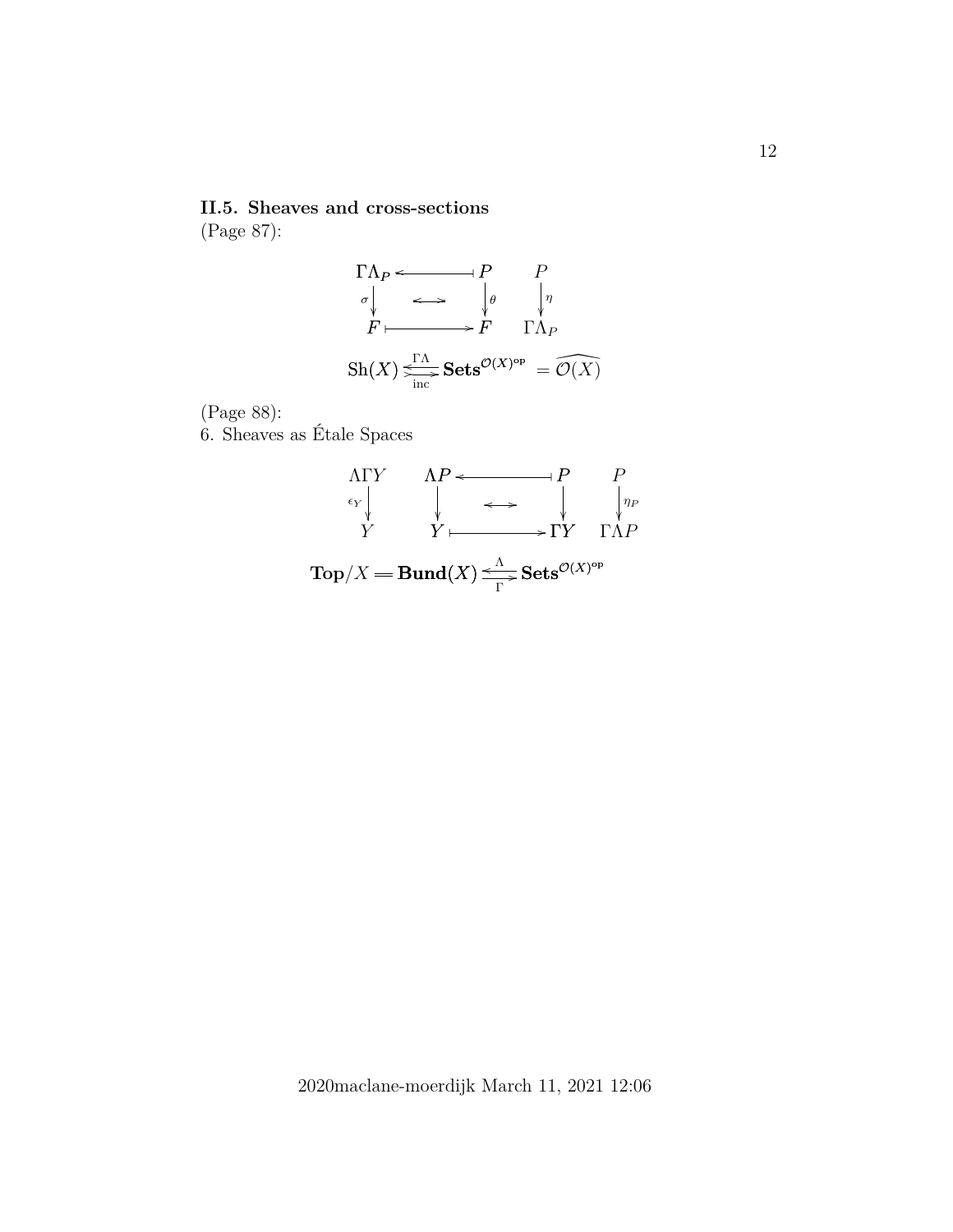## II.5. Sheaves and cross-sections

(Page 87):

$$
\begin{array}{ccccc}
\Gamma\Lambda_P & \longleftarrow\!\!\dashv & P & \quad & P \\
{\scriptstyle\sigma}\downarrow & \longleftrightarrow & \downarrow{\scriptstyle\theta} & & \downarrow{\scriptstyle\eta} \\
F & \longmapsto & F & & \Gamma\Lambda_P
\end{array}
$$

$$
\mathrm{Sh}(X) \underset{\text{inc}}{\overset{\Gamma\Lambda}{\rightleftarrows}} \mathbf{Sets}^{\mathcal{O}(X)^{\mathrm{op}}} = \widehat{\mathcal{O}(X)}
$$

(Page 88):

6. Sheaves as Étale Spaces

$$
\begin{array}{cccccc}
\Lambda\Gamma Y & \quad & \Lambda P & \longleftarrow\!\!\dashv & P & \quad P \\
{\scriptstyle\epsilon_Y}\downarrow & & \downarrow & \longleftrightarrow & \downarrow & \quad \downarrow{\scriptstyle\eta_P} \\
Y & & Y & \longmapsto & \Gamma Y & \quad \Gamma\Lambda P
\end{array}
$$

$$
\mathbf{Top}/X = \mathbf{Bund}(X) \underset{\Gamma}{\overset{\Lambda}{\rightleftarrows}} \mathbf{Sets}^{\mathcal{O}(X)^{\mathrm{op}}}
$$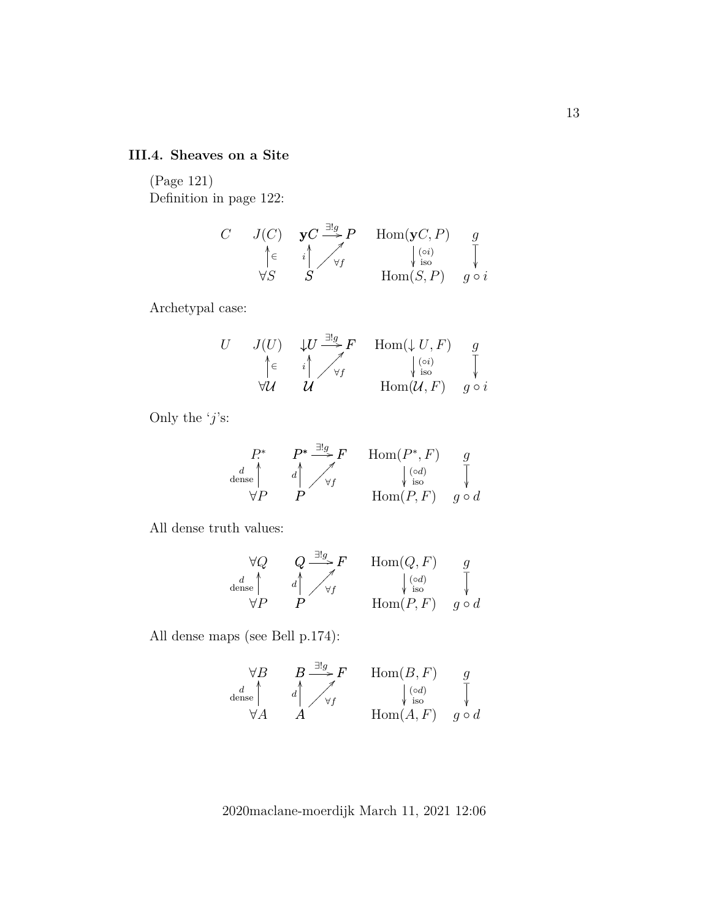### III.4. Sheaves on a Site

(Page 121)

Definition in page 122:

$$
\begin{array}{ccccc}
C & J(C) & \mathbf{y}C \xrightarrow{\exists! g} P & \mathrm{Hom}(\mathbf{y}C, P) & g \\
 & \uparrow \in & i \uparrow \nearrow \forall f & \downarrow (\circ i) \text{ iso} & \downarrow \\
 & \forall S & S & \mathrm{Hom}(S, P) & g \circ i
\end{array}
$$

Archetypal case:

$$
\begin{array}{ccccc}
U & J(U) & {\downarrow} U \xrightarrow{\exists! g} F & \mathrm{Hom}({\downarrow} U, F) & g \\
 & \uparrow \in & i \uparrow \nearrow \forall f & \downarrow (\circ i) \text{ iso} & \downarrow \\
 & \forall \mathcal{U} & \mathcal{U} & \mathrm{Hom}(\mathcal{U}, F) & g \circ i
\end{array}
$$

Only the '$j$'s:

$$
\begin{array}{cccc}
P^* & P^* \xrightarrow{\exists! g} F & \mathrm{Hom}(P^*, F) & g \\
\text{dense } d \uparrow & d \uparrow \nearrow \forall f & \downarrow (\circ d) \text{ iso} & \downarrow \\
\forall P & P & \mathrm{Hom}(P, F) & g \circ d
\end{array}
$$

All dense truth values:

$$
\begin{array}{cccc}
\forall Q & Q \xrightarrow{\exists! g} F & \mathrm{Hom}(Q, F) & g \\
\text{dense } d \uparrow & d \uparrow \nearrow \forall f & \downarrow (\circ d) \text{ iso} & \downarrow \\
\forall P & P & \mathrm{Hom}(P, F) & g \circ d
\end{array}
$$

All dense maps (see Bell p.174):

$$
\begin{array}{cccc}
\forall B & B \xrightarrow{\exists! g} F & \mathrm{Hom}(B, F) & g \\
\text{dense } d \uparrow & d \uparrow \nearrow \forall f & \downarrow (\circ d) \text{ iso} & \downarrow \\
\forall A & A & \mathrm{Hom}(A, F) & g \circ d
\end{array}
$$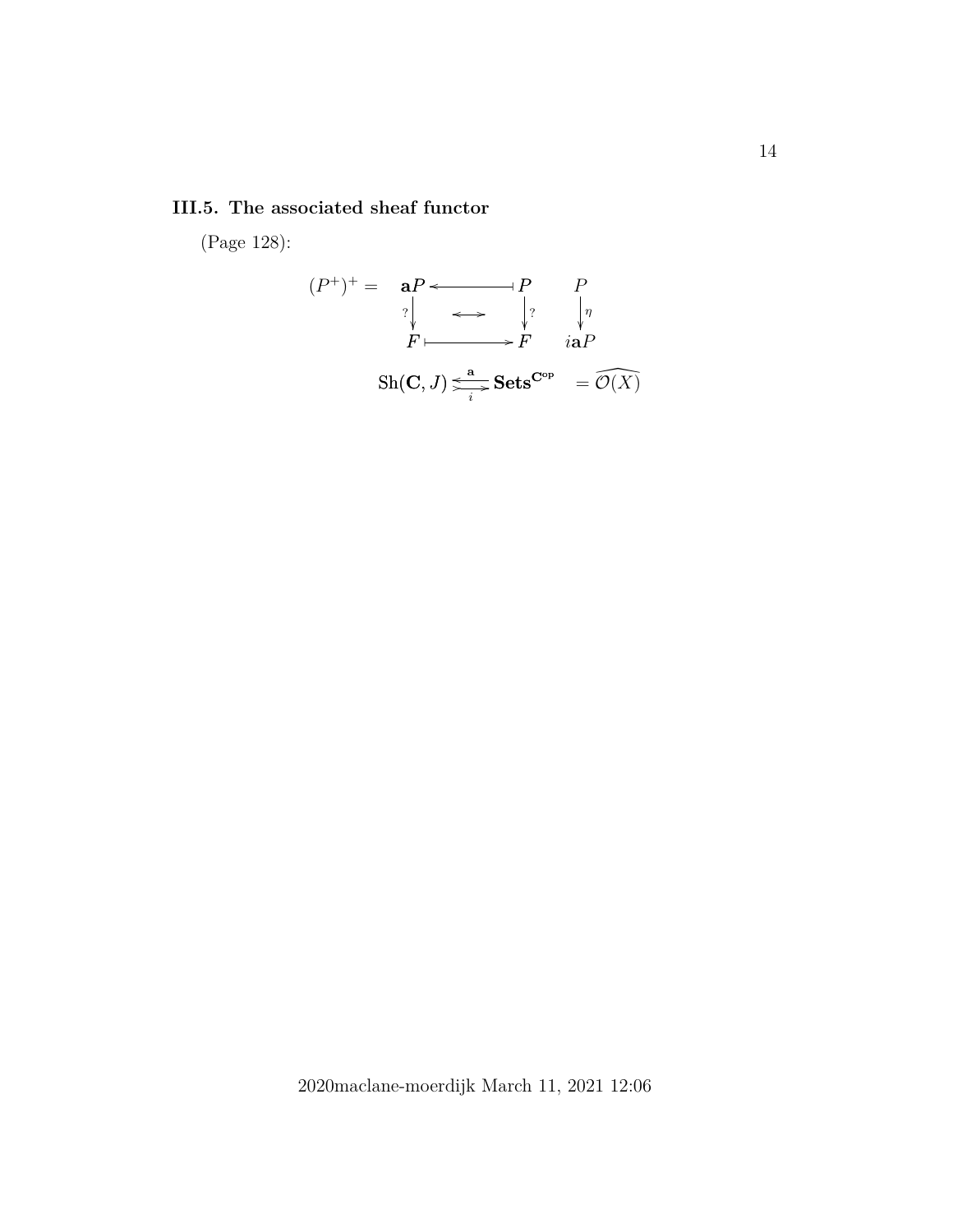### III.5. The associated sheaf functor

(Page 128):

$$
(P^+)^+ = \quad
\begin{array}{ccccc}
\mathbf{a}P & \longleftarrow\!\!\shortmid & P & \qquad & P \\
{\scriptstyle ?}\downarrow & \longleftrightarrow & \downarrow{\scriptstyle ?} & & \downarrow{\scriptstyle \eta} \\
F & \longmapsto & F & & i\mathbf{a}P
\end{array}
$$

$$
\mathrm{Sh}(\mathbf{C}, J) \underset{i}{\overset{\mathbf{a}}{\leftrightarrows}} \mathbf{Sets}^{\mathbf{C}^{\mathrm{op}}} \quad = \widehat{\mathcal{O}(X)}
$$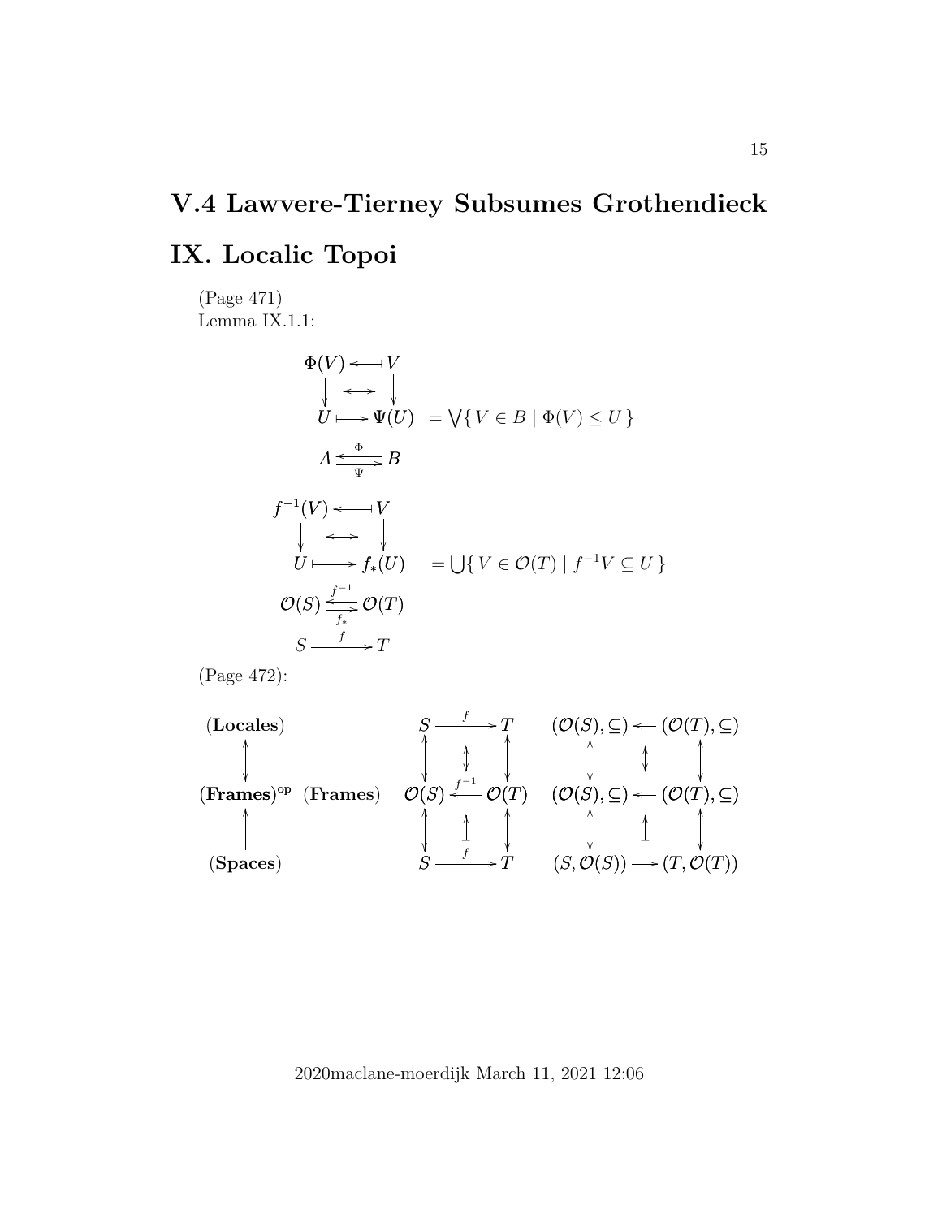# V.4 Lawvere-Tierney Subsumes Grothendieck

# IX. Localic Topoi

(Page 471)
Lemma IX.1.1:

$$
\begin{array}{ccc}
\Phi(V) & \longleftarrow\!\shortmid & V \\
\downarrow & \longleftrightarrow & \downarrow \\
U & \longmapsto & \Psi(U)
\end{array}
\quad = \bigvee\{\, V \in B \mid \Phi(V) \leq U \,\}
$$

$$
A \underset{\Psi}{\overset{\Phi}{\rightleftarrows}} B
$$

$$
\begin{array}{ccc}
f^{-1}(V) & \longleftarrow\!\shortmid & V \\
\downarrow & \longleftrightarrow & \downarrow \\
U & \longmapsto & f_*(U)
\end{array}
\quad = \bigcup\{\, V \in \mathcal{O}(T) \mid f^{-1}V \subseteq U \,\}
$$

$$
\mathcal{O}(S) \underset{f_*}{\overset{f^{-1}}{\rightleftarrows}} \mathcal{O}(T)
$$

$$
S \xrightarrow{\ f\ } T
$$

(Page 472):

$$
\begin{array}{ccccccc}
(\textbf{Locales}) & & S & \xrightarrow{\ f\ } & T & & (\mathcal{O}(S), \subseteq) \longleftarrow (\mathcal{O}(T), \subseteq) \\
\updownarrow & & \updownarrow & \updownarrow & \updownarrow & & \updownarrow \qquad\quad \updownarrow \qquad\quad \updownarrow \\
(\textbf{Frames})^{\text{op}} & (\textbf{Frames}) & \mathcal{O}(S) & \xleftarrow{\ f^{-1}\ } & \mathcal{O}(T) & & (\mathcal{O}(S), \subseteq) \longleftarrow (\mathcal{O}(T), \subseteq) \\
\uparrow & & \updownarrow & \uparrow & \updownarrow & & \updownarrow \qquad\quad \uparrow \qquad\quad \updownarrow \\
(\textbf{Spaces}) & & S & \xrightarrow{\ f\ } & T & & (S, \mathcal{O}(S)) \longrightarrow (T, \mathcal{O}(T))
\end{array}
$$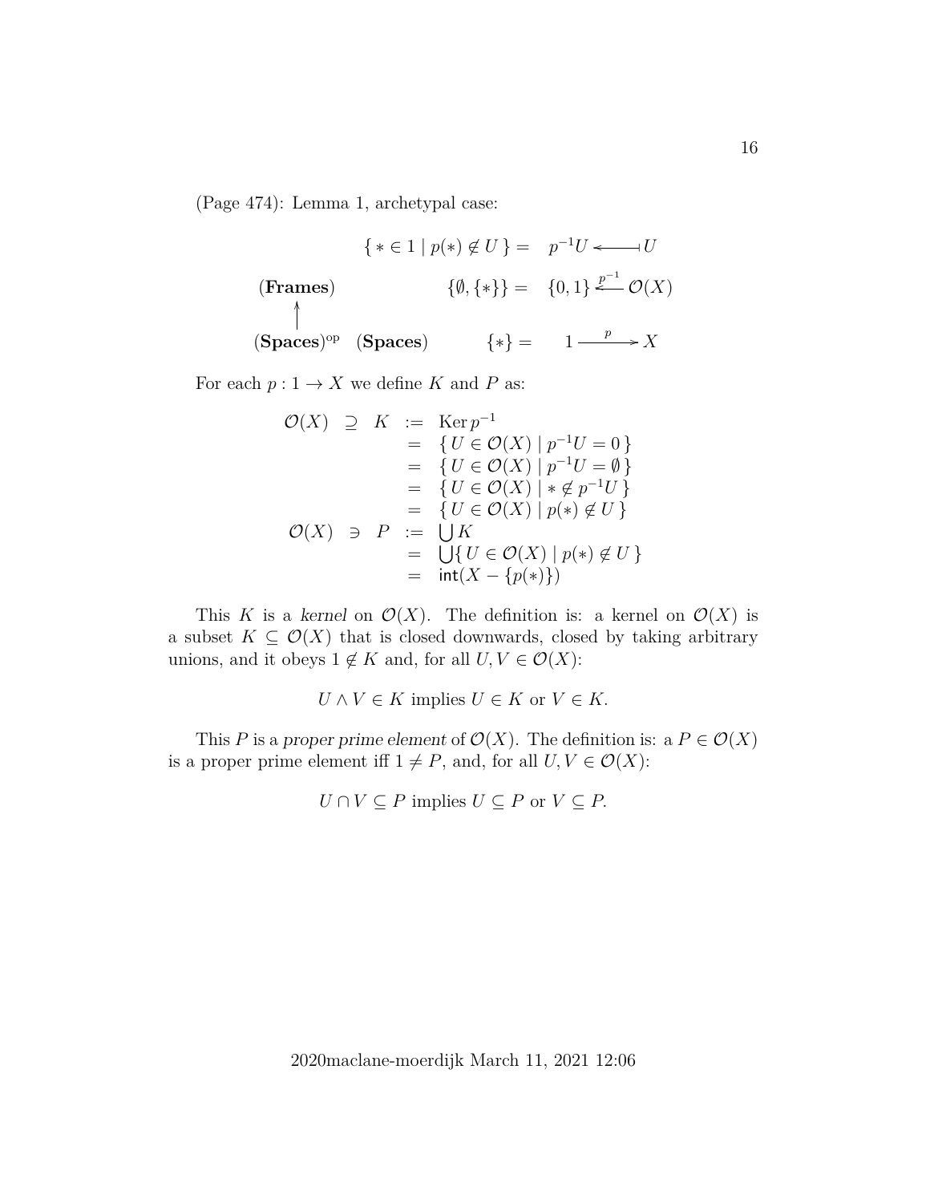(Page 474): Lemma 1, archetypal case:

$$
\begin{array}{lllr}
 & & \{\, * \in 1 \mid p(*) \notin U \,\} = & p^{-1}U \longleftarrow\!\shortmid U \\
(\textbf{Frames}) & & \{\emptyset, \{*\}\} = & \{0,1\} \xleftarrow{p^{-1}} \mathcal{O}(X) \\
\uparrow & & & \\
(\textbf{Spaces})^{\text{op}} & (\textbf{Spaces}) & \{*\} = & 1 \xrightarrow{\ p\ } X
\end{array}
$$

For each $p : 1 \to X$ we define $K$ and $P$ as:

$$
\begin{array}{rcrcl}
\mathcal{O}(X) & \supseteq & K & := & \operatorname{Ker} p^{-1} \\
 & & & = & \{\, U \in \mathcal{O}(X) \mid p^{-1}U = 0 \,\} \\
 & & & = & \{\, U \in \mathcal{O}(X) \mid p^{-1}U = \emptyset \,\} \\
 & & & = & \{\, U \in \mathcal{O}(X) \mid * \notin p^{-1}U \,\} \\
 & & & = & \{\, U \in \mathcal{O}(X) \mid p(*) \notin U \,\} \\
\mathcal{O}(X) & \ni & P & := & \bigcup K \\
 & & & = & \bigcup \{\, U \in \mathcal{O}(X) \mid p(*) \notin U \,\} \\
 & & & = & \mathsf{int}(X - \{p(*)\})
\end{array}
$$

This $K$ is a *kernel* on $\mathcal{O}(X)$. The definition is: a kernel on $\mathcal{O}(X)$ is a subset $K \subseteq \mathcal{O}(X)$ that is closed downwards, closed by taking arbitrary unions, and it obeys $1 \notin K$ and, for all $U, V \in \mathcal{O}(X)$:

$$U \wedge V \in K \text{ implies } U \in K \text{ or } V \in K.$$

This $P$ is a *proper prime element* of $\mathcal{O}(X)$. The definition is: a $P \in \mathcal{O}(X)$ is a proper prime element iff $1 \neq P$, and, for all $U, V \in \mathcal{O}(X)$:

$$U \cap V \subseteq P \text{ implies } U \subseteq P \text{ or } V \subseteq P.$$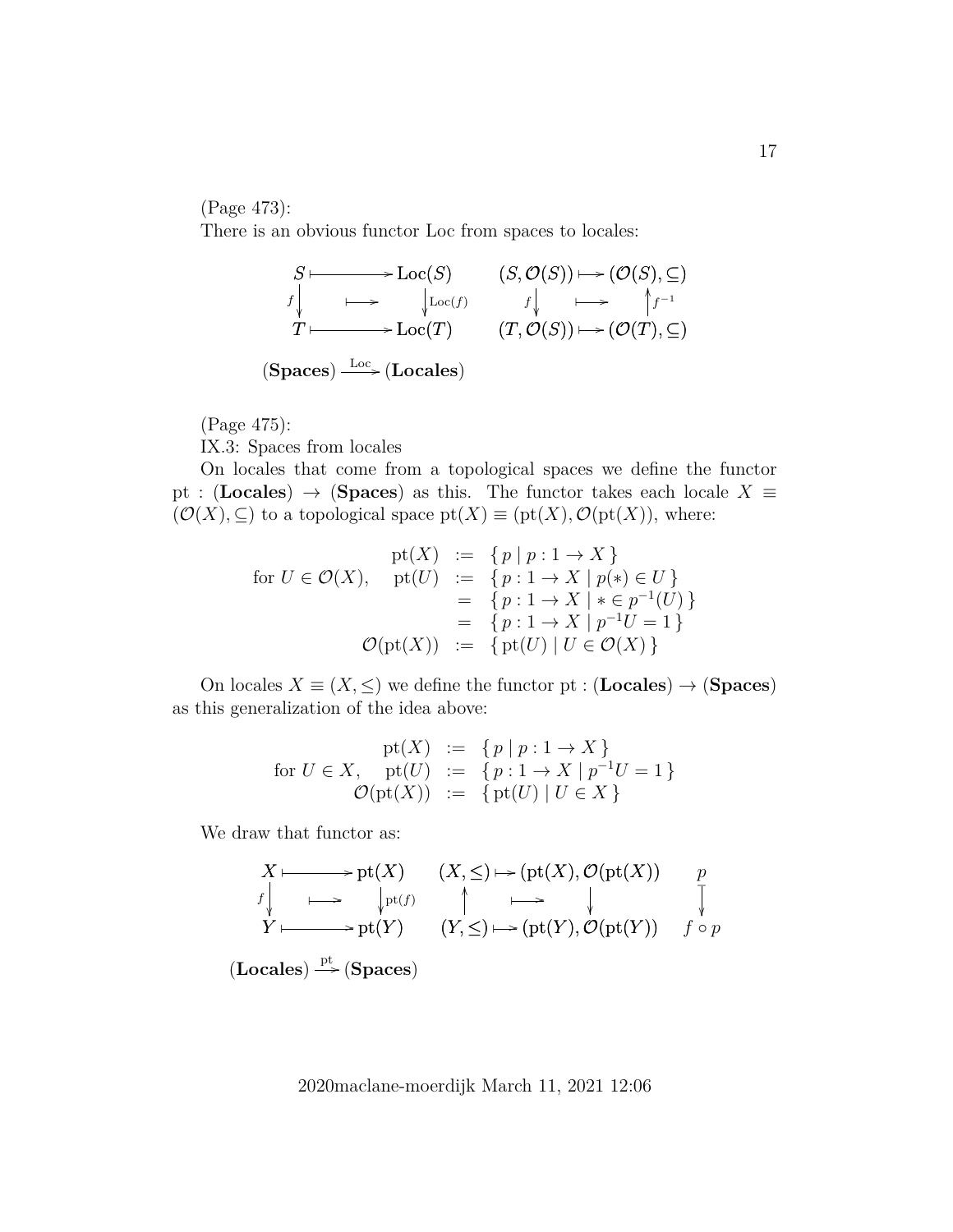(Page 473):

There is an obvious functor Loc from spaces to locales:

$$
\begin{array}{ccccccc}
S & \longmapsto & \mathrm{Loc}(S) & \quad & (S,\mathcal{O}(S)) & \longmapsto & (\mathcal{O}(S),\subseteq) \\
{\scriptstyle f}\downarrow & \longmapsto & \downarrow{\scriptstyle \mathrm{Loc}(f)} & & {\scriptstyle f}\downarrow & \longmapsto & \uparrow{\scriptstyle f^{-1}} \\
T & \longmapsto & \mathrm{Loc}(T) & & (T,\mathcal{O}(S)) & \longmapsto & (\mathcal{O}(T),\subseteq)
\end{array}
$$

$$(\mathbf{Spaces}) \xrightarrow{\mathrm{Loc}} (\mathbf{Locales})$$

(Page 475):

IX.3: Spaces from locales

On locales that come from a topological spaces we define the functor $\mathrm{pt} : (\mathbf{Locales}) \to (\mathbf{Spaces})$ as this. The functor takes each locale $X \equiv (\mathcal{O}(X),\subseteq)$ to a topological space $\mathrm{pt}(X) \equiv (\mathrm{pt}(X), \mathcal{O}(\mathrm{pt}(X)))$, where:

$$
\begin{array}{rrcl}
 & \mathrm{pt}(X) & := & \{\, p \mid p : 1 \to X \,\} \\
\text{for } U \in \mathcal{O}(X), & \mathrm{pt}(U) & := & \{\, p : 1 \to X \mid p(*) \in U \,\} \\
 & & = & \{\, p : 1 \to X \mid * \in p^{-1}(U) \,\} \\
 & & = & \{\, p : 1 \to X \mid p^{-1}U = 1 \,\} \\
 & \mathcal{O}(\mathrm{pt}(X)) & := & \{\, \mathrm{pt}(U) \mid U \in \mathcal{O}(X) \,\}
\end{array}
$$

On locales $X \equiv (X, \leq)$ we define the functor $\mathrm{pt} : (\mathbf{Locales}) \to (\mathbf{Spaces})$ as this generalization of the idea above:

$$
\begin{array}{rrcl}
 & \mathrm{pt}(X) & := & \{\, p \mid p : 1 \to X \,\} \\
\text{for } U \in X, & \mathrm{pt}(U) & := & \{\, p : 1 \to X \mid p^{-1}U = 1 \,\} \\
 & \mathcal{O}(\mathrm{pt}(X)) & := & \{\, \mathrm{pt}(U) \mid U \in X \,\}
\end{array}
$$

We draw that functor as:

$$
\begin{array}{ccccccccc}
X & \longmapsto & \mathrm{pt}(X) & \quad & (X,\leq) & \longmapsto & (\mathrm{pt}(X), \mathcal{O}(\mathrm{pt}(X)) & \quad & p \\
{\scriptstyle f}\downarrow & \longmapsto & \downarrow{\scriptstyle \mathrm{pt}(f)} & & \uparrow & \longmapsto & \downarrow & & \downarrow \\
Y & \longmapsto & \mathrm{pt}(Y) & & (Y,\leq) & \longmapsto & (\mathrm{pt}(Y), \mathcal{O}(\mathrm{pt}(Y)) & & f \circ p
\end{array}
$$

$$(\mathbf{Locales}) \xrightarrow{\mathrm{pt}} (\mathbf{Spaces})$$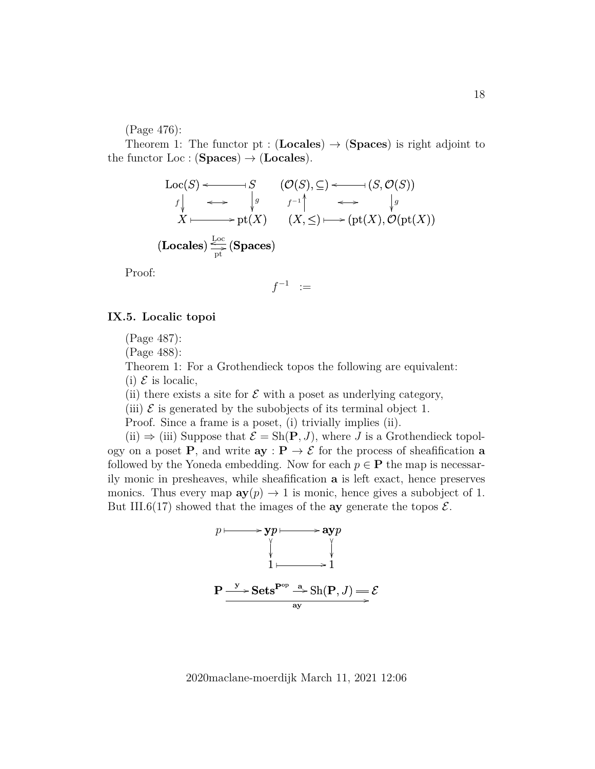(Page 476):

Theorem 1: The functor pt : (**Locales**) $\to$ (**Spaces**) is right adjoint to the functor Loc : (**Spaces**) $\to$ (**Locales**).

$$
\begin{array}{ccc}
\mathrm{Loc}(S) & \longleftarrow\!\shortmid & S \\
{\scriptstyle f}\downarrow & \longleftrightarrow & \downarrow{\scriptstyle g} \\
X & \longmapsto & \mathrm{pt}(X)
\end{array}
\qquad
\begin{array}{ccc}
(\mathcal{O}(S), \subseteq) & \longleftarrow\!\shortmid & (S, \mathcal{O}(S)) \\
{\scriptstyle f^{-1}}\uparrow & \longleftrightarrow & \downarrow{\scriptstyle g} \\
(X, \leq) & \longmapsto & (\mathrm{pt}(X), \mathcal{O}(\mathrm{pt}(X))
\end{array}
$$

$$(\mathbf{Locales}) \underset{\mathrm{pt}}{\overset{\mathrm{Loc}}{\rightleftarrows}} (\mathbf{Spaces})$$

Proof:

$$f^{-1} \quad :=$$

## IX.5. Localic topoi

(Page 487):

(Page 488):

Theorem 1: For a Grothendieck topos the following are equivalent:

(i) $\mathcal{E}$ is localic,

(ii) there exists a site for $\mathcal{E}$ with a poset as underlying category,

(iii) $\mathcal{E}$ is generated by the subobjects of its terminal object 1.

Proof. Since a frame is a poset, (i) trivially implies (ii).

(ii) $\Rightarrow$ (iii) Suppose that $\mathcal{E} = \mathrm{Sh}(\mathbf{P}, J)$, where $J$ is a Grothendieck topology on a poset $\mathbf{P}$, and write $\mathbf{ay} : \mathbf{P} \to \mathcal{E}$ for the process of sheafification $\mathbf{a}$ followed by the Yoneda embedding. Now for each $p \in \mathbf{P}$ the map is necessarily monic in presheaves, while sheafification $\mathbf{a}$ is left exact, hence preserves monics. Thus every map $\mathbf{ay}(p) \to 1$ is monic, hence gives a subobject of 1. But III.6(17) showed that the images of the $\mathbf{ay}$ generate the topos $\mathcal{E}$.

$$
\begin{array}{ccccc}
p & \longmapsto & \mathbf{y}p & \longmapsto & \mathbf{ay}p \\
 & & \downarrow & & \downarrow \\
 & & 1 & \longmapsto & 1
\end{array}
$$

$$\mathbf{P} \xrightarrow{\mathbf{y}} \mathbf{Sets}^{\mathbf{P}^{\mathrm{op}}} \xrightarrow{\mathbf{a}} \mathrm{Sh}(\mathbf{P}, J) = \mathcal{E}$$

with the composite $\mathbf{P} \xrightarrow{\mathbf{ay}} \mathcal{E}$.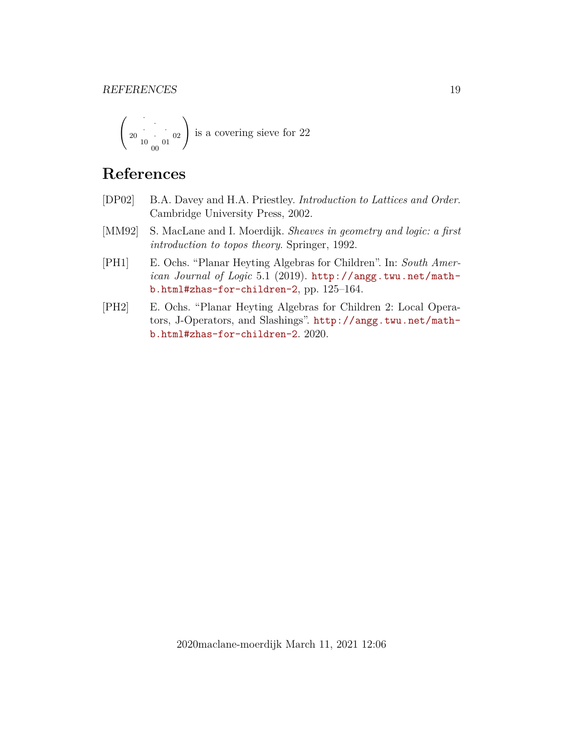$\left( \begin{smallmatrix} & & \cdot & & & \\ & & & \cdot & & \\ & & \cdot & & \cdot & \\ 20 & & & \cdot & & 02 \\ & 10 & & & 01 & \\ & & 00 & & & \end{smallmatrix} \right)$ is a covering sieve for 22

## References

[DP02] B.A. Davey and H.A. Priestley. *Introduction to Lattices and Order*. Cambridge University Press, 2002.

[MM92] S. MacLane and I. Moerdijk. *Sheaves in geometry and logic: a first introduction to topos theory*. Springer, 1992.

[PH1] E. Ochs. "Planar Heyting Algebras for Children". In: *South American Journal of Logic* 5.1 (2019). http://angg.twu.net/math-b.html#zhas-for-children-2, pp. 125–164.

[PH2] E. Ochs. "Planar Heyting Algebras for Children 2: Local Operators, J-Operators, and Slashings". http://angg.twu.net/math-b.html#zhas-for-children-2. 2020.